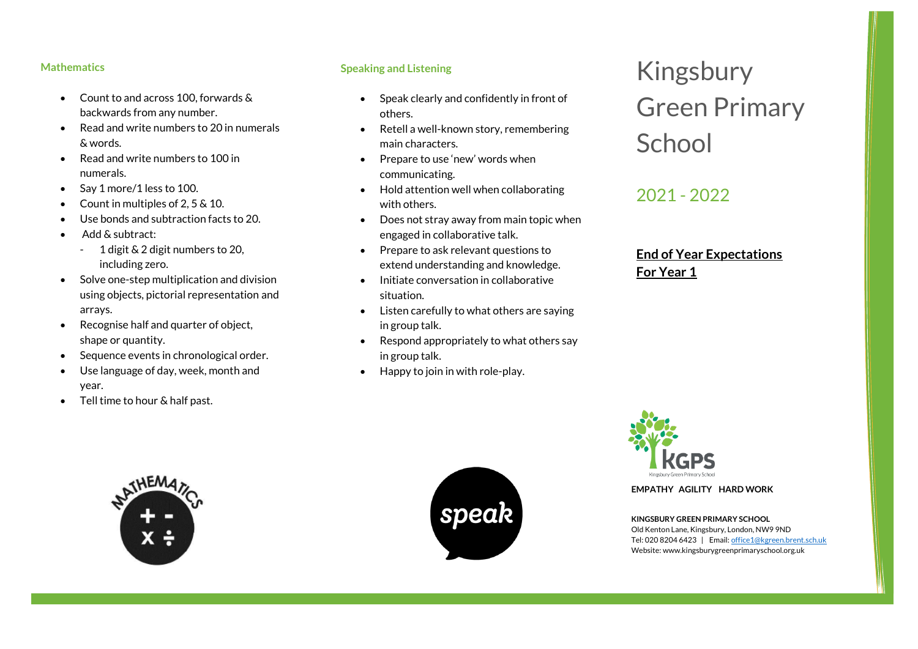# Kingsbury Green Primary School

## 2021 - 2022

## End of Year Expectations For Year 1

### Mathematics

- Count to and across 100, forwards & backwards from any number.
- Read and write numbers to 20 in numerals & words.
- Read and write numbers to 100 in numerals.
- Say 1 more/1 less to 100.
- Count in multiples of 2, 5 & 10.
- Use bonds and subtraction facts to 20.
- Add & subtract:
  - 1 digit & 2 digit numbers to 20, including zero.
- Solve one-step multiplication and division using objects, pictorial representation and arrays.
- Recognise half and quarter of object, shape or quantity.
- Sequence events in chronological order.
- Use language of day, week, month and year.
- Tell time to hour & half past.

### Speaking and Listening

- Speak clearly and confidently in front of others.
- Retell a well-known story, remembering main characters.
- Prepare to use 'new' words when communicating.
- Hold attention well when collaborating with others.
- Does not stray away from main topic when engaged in collaborative talk.
- Prepare to ask relevant questions to extend understanding and knowledge.
- Initiate conversation in collaborative situation.
- Listen carefully to what others are saying in group talk.
- Respond appropriately to what others say in group talk.
- Happy to join in with role-play.

**EMPATHY AGILITY HARD WORK**

**KINGSBURY GREEN PRIMARY SCHOOL**
Old Kenton Lane, Kingsbury, London, NW9 9ND
Tel: 020 8204 6423 | Email: office1@kgreen.brent.sch.uk
Website: www.kingsburygreenprimaryschool.org.uk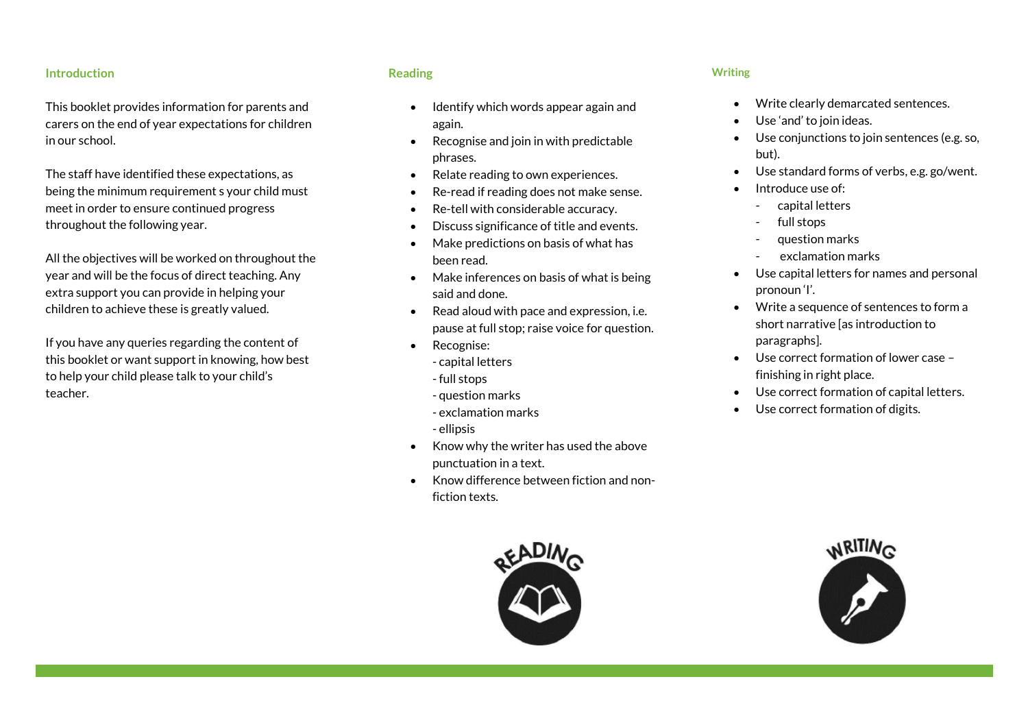## Introduction

This booklet provides information for parents and carers on the end of year expectations for children in our school.

The staff have identified these expectations, as being the minimum requirement s your child must meet in order to ensure continued progress throughout the following year.

All the objectives will be worked on throughout the year and will be the focus of direct teaching. Any extra support you can provide in helping your children to achieve these is greatly valued.

If you have any queries regarding the content of this booklet or want support in knowing, how best to help your child please talk to your child's teacher.

## Reading

- Identify which words appear again and again.
- Recognise and join in with predictable phrases.
- Relate reading to own experiences.
- Re-read if reading does not make sense.
- Re-tell with considerable accuracy.
- Discuss significance of title and events.
- Make predictions on basis of what has been read.
- Make inferences on basis of what is being said and done.
- Read aloud with pace and expression, i.e. pause at full stop; raise voice for question.
- Recognise:
  - capital letters
  - full stops
  - question marks
  - exclamation marks
  - ellipsis
- Know why the writer has used the above punctuation in a text.
- Know difference between fiction and non-fiction texts.

READING

## Writing

- Write clearly demarcated sentences.
- Use 'and' to join ideas.
- Use conjunctions to join sentences (e.g. so, but).
- Use standard forms of verbs, e.g. go/went.
- Introduce use of:
  - capital letters
  - full stops
  - question marks
  - exclamation marks
- Use capital letters for names and personal pronoun 'I'.
- Write a sequence of sentences to form a short narrative [as introduction to paragraphs].
- Use correct formation of lower case – finishing in right place.
- Use correct formation of capital letters.
- Use correct formation of digits.

WRITING